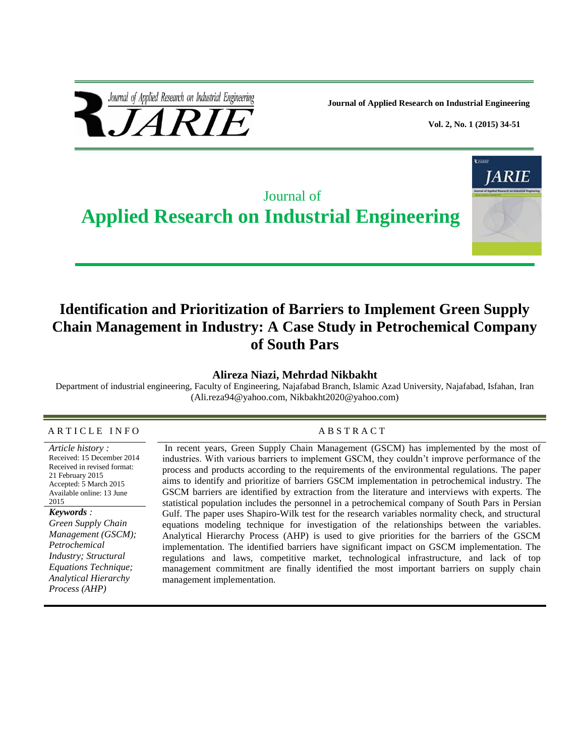Journal of
**Applied Research on Industrial Engineering**

# Identification and Prioritization of Barriers to Implement Green Supply Chain Management in Industry: A Case Study in Petrochemical Company of South Pars

**Alireza Niazi, Mehrdad Nikbakht**

Department of industrial engineering, Faculty of Engineering, Najafabad Branch, Islamic Azad University, Najafabad, Isfahan, Iran
(Ali.reza94@yahoo.com, Nikbakht2020@yahoo.com)

## ARTICLE INFO

*Article history :*
Received: 15 December 2014
Received in revised format: 21 February 2015
Accepted: 5 March 2015
Available online: 13 June 2015

***Keywords*** *:*
*Green Supply Chain Management (GSCM); Petrochemical Industry; Structural Equations Technique; Analytical Hierarchy Process (AHP)*

## ABSTRACT

In recent years, Green Supply Chain Management (GSCM) has implemented by the most of industries. With various barriers to implement GSCM, they couldn't improve performance of the process and products according to the requirements of the environmental regulations. The paper aims to identify and prioritize of barriers GSCM implementation in petrochemical industry. The GSCM barriers are identified by extraction from the literature and interviews with experts. The statistical population includes the personnel in a petrochemical company of South Pars in Persian Gulf. The paper uses Shapiro-Wilk test for the research variables normality check, and structural equations modeling technique for investigation of the relationships between the variables. Analytical Hierarchy Process (AHP) is used to give priorities for the barriers of the GSCM implementation. The identified barriers have significant impact on GSCM implementation. The regulations and laws, competitive market, technological infrastructure, and lack of top management commitment are finally identified the most important barriers on supply chain management implementation.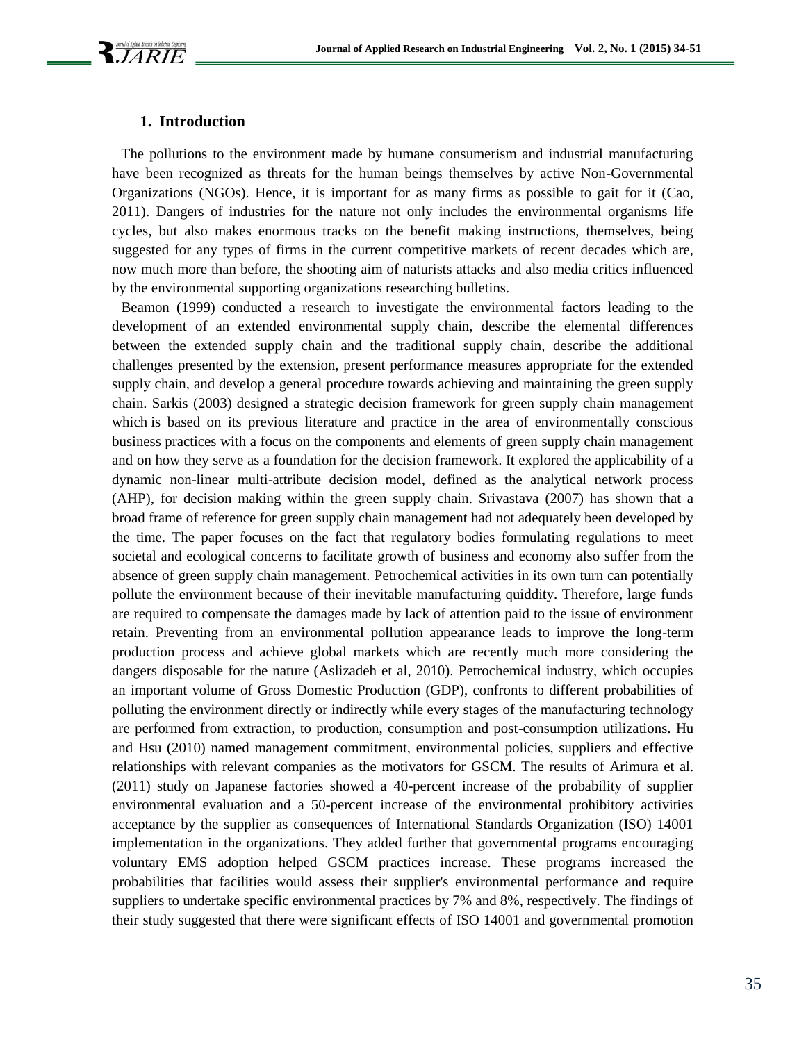## 1. Introduction

The pollutions to the environment made by humane consumerism and industrial manufacturing have been recognized as threats for the human beings themselves by active Non-Governmental Organizations (NGOs). Hence, it is important for as many firms as possible to gait for it (Cao, 2011). Dangers of industries for the nature not only includes the environmental organisms life cycles, but also makes enormous tracks on the benefit making instructions, themselves, being suggested for any types of firms in the current competitive markets of recent decades which are, now much more than before, the shooting aim of naturists attacks and also media critics influenced by the environmental supporting organizations researching bulletins.

Beamon (1999) conducted a research to investigate the environmental factors leading to the development of an extended environmental supply chain, describe the elemental differences between the extended supply chain and the traditional supply chain, describe the additional challenges presented by the extension, present performance measures appropriate for the extended supply chain, and develop a general procedure towards achieving and maintaining the green supply chain. Sarkis (2003) designed a strategic decision framework for green supply chain management which is based on its previous literature and practice in the area of environmentally conscious business practices with a focus on the components and elements of green supply chain management and on how they serve as a foundation for the decision framework. It explored the applicability of a dynamic non-linear multi-attribute decision model, defined as the analytical network process (AHP), for decision making within the green supply chain. Srivastava (2007) has shown that a broad frame of reference for green supply chain management had not adequately been developed by the time. The paper focuses on the fact that regulatory bodies formulating regulations to meet societal and ecological concerns to facilitate growth of business and economy also suffer from the absence of green supply chain management. Petrochemical activities in its own turn can potentially pollute the environment because of their inevitable manufacturing quiddity. Therefore, large funds are required to compensate the damages made by lack of attention paid to the issue of environment retain. Preventing from an environmental pollution appearance leads to improve the long-term production process and achieve global markets which are recently much more considering the dangers disposable for the nature (Aslizadeh et al, 2010). Petrochemical industry, which occupies an important volume of Gross Domestic Production (GDP), confronts to different probabilities of polluting the environment directly or indirectly while every stages of the manufacturing technology are performed from extraction, to production, consumption and post-consumption utilizations. Hu and Hsu (2010) named management commitment, environmental policies, suppliers and effective relationships with relevant companies as the motivators for GSCM. The results of Arimura et al. (2011) study on Japanese factories showed a 40-percent increase of the probability of supplier environmental evaluation and a 50-percent increase of the environmental prohibitory activities acceptance by the supplier as consequences of International Standards Organization (ISO) 14001 implementation in the organizations. They added further that governmental programs encouraging voluntary EMS adoption helped GSCM practices increase. These programs increased the probabilities that facilities would assess their supplier's environmental performance and require suppliers to undertake specific environmental practices by 7% and 8%, respectively. The findings of their study suggested that there were significant effects of ISO 14001 and governmental promotion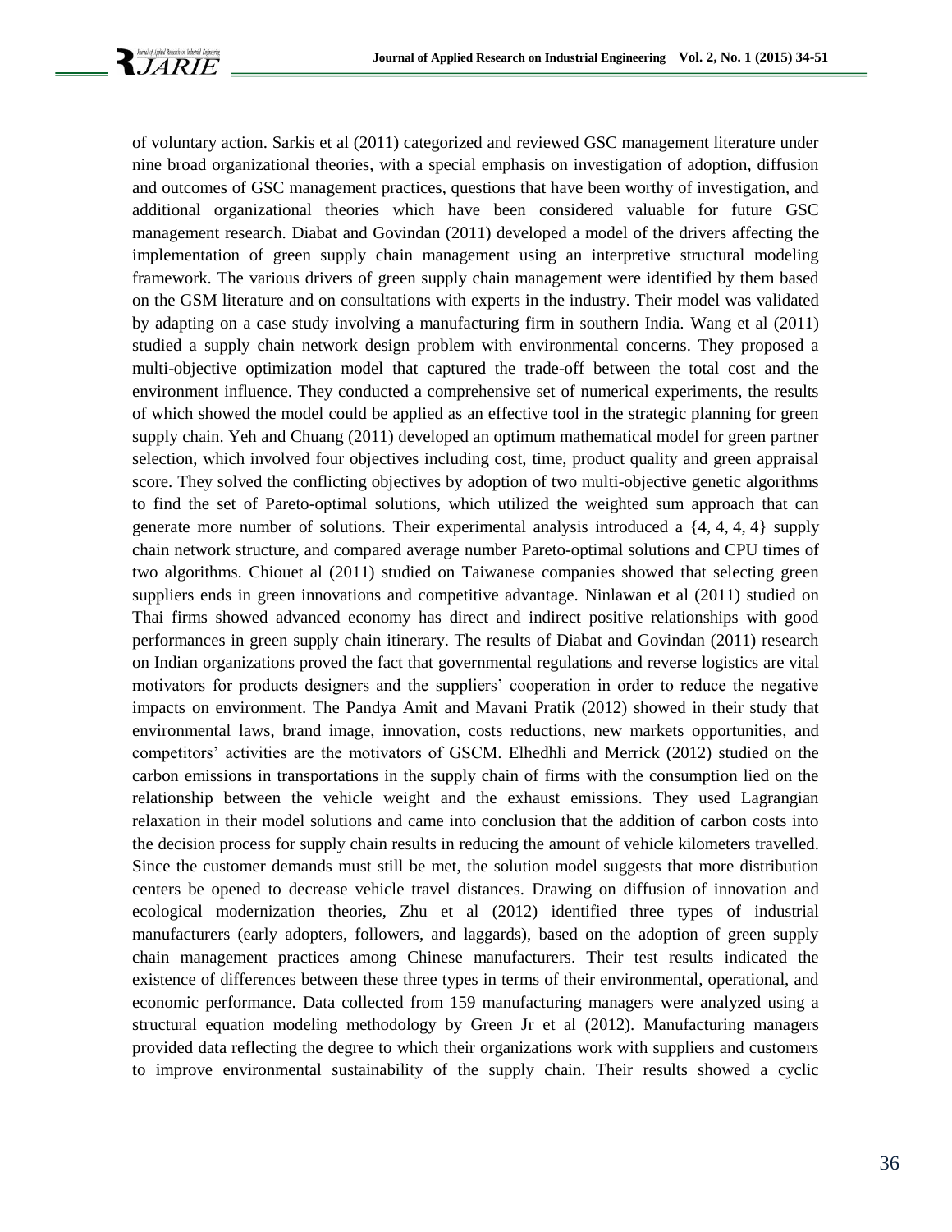of voluntary action. Sarkis et al (2011) categorized and reviewed GSC management literature under nine broad organizational theories, with a special emphasis on investigation of adoption, diffusion and outcomes of GSC management practices, questions that have been worthy of investigation, and additional organizational theories which have been considered valuable for future GSC management research. Diabat and Govindan (2011) developed a model of the drivers affecting the implementation of green supply chain management using an interpretive structural modeling framework. The various drivers of green supply chain management were identified by them based on the GSM literature and on consultations with experts in the industry. Their model was validated by adapting on a case study involving a manufacturing firm in southern India. Wang et al (2011) studied a supply chain network design problem with environmental concerns. They proposed a multi-objective optimization model that captured the trade-off between the total cost and the environment influence. They conducted a comprehensive set of numerical experiments, the results of which showed the model could be applied as an effective tool in the strategic planning for green supply chain. Yeh and Chuang (2011) developed an optimum mathematical model for green partner selection, which involved four objectives including cost, time, product quality and green appraisal score. They solved the conflicting objectives by adoption of two multi-objective genetic algorithms to find the set of Pareto-optimal solutions, which utilized the weighted sum approach that can generate more number of solutions. Their experimental analysis introduced a {4, 4, 4, 4} supply chain network structure, and compared average number Pareto-optimal solutions and CPU times of two algorithms. Chiouet al (2011) studied on Taiwanese companies showed that selecting green suppliers ends in green innovations and competitive advantage. Ninlawan et al (2011) studied on Thai firms showed advanced economy has direct and indirect positive relationships with good performances in green supply chain itinerary. The results of Diabat and Govindan (2011) research on Indian organizations proved the fact that governmental regulations and reverse logistics are vital motivators for products designers and the suppliers' cooperation in order to reduce the negative impacts on environment. The Pandya Amit and Mavani Pratik (2012) showed in their study that environmental laws, brand image, innovation, costs reductions, new markets opportunities, and competitors' activities are the motivators of GSCM. Elhedhli and Merrick (2012) studied on the carbon emissions in transportations in the supply chain of firms with the consumption lied on the relationship between the vehicle weight and the exhaust emissions. They used Lagrangian relaxation in their model solutions and came into conclusion that the addition of carbon costs into the decision process for supply chain results in reducing the amount of vehicle kilometers travelled. Since the customer demands must still be met, the solution model suggests that more distribution centers be opened to decrease vehicle travel distances. Drawing on diffusion of innovation and ecological modernization theories, Zhu et al (2012) identified three types of industrial manufacturers (early adopters, followers, and laggards), based on the adoption of green supply chain management practices among Chinese manufacturers. Their test results indicated the existence of differences between these three types in terms of their environmental, operational, and economic performance. Data collected from 159 manufacturing managers were analyzed using a structural equation modeling methodology by Green Jr et al (2012). Manufacturing managers provided data reflecting the degree to which their organizations work with suppliers and customers to improve environmental sustainability of the supply chain. Their results showed a cyclic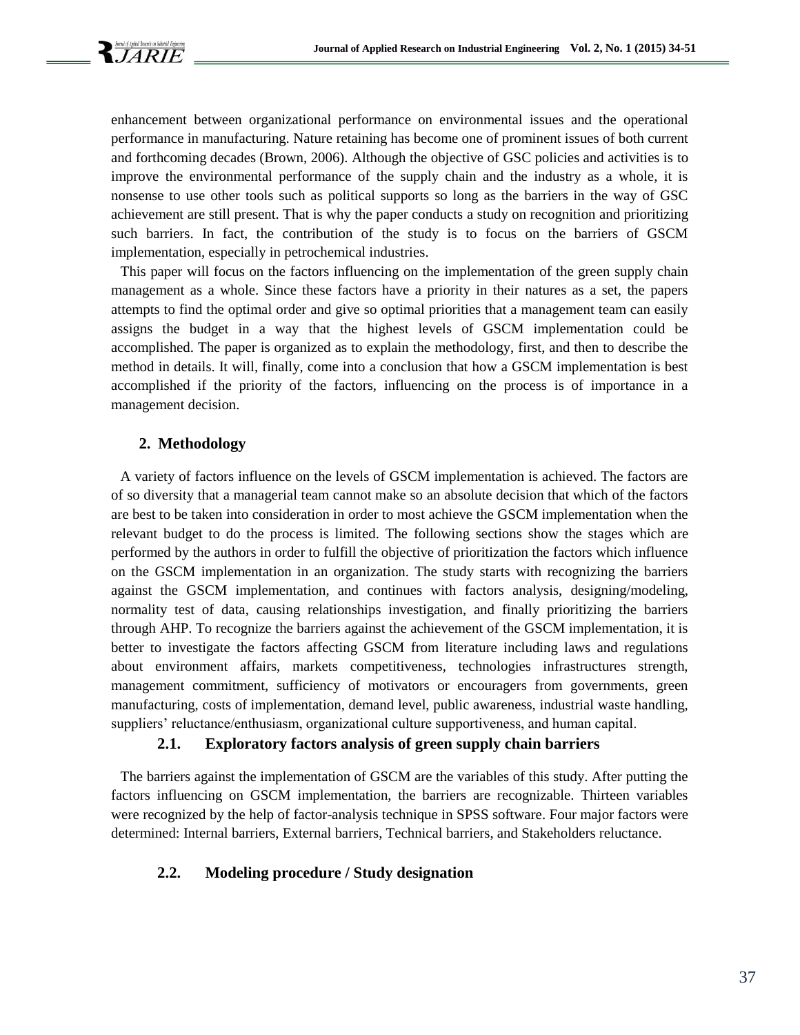enhancement between organizational performance on environmental issues and the operational performance in manufacturing. Nature retaining has become one of prominent issues of both current and forthcoming decades (Brown, 2006). Although the objective of GSC policies and activities is to improve the environmental performance of the supply chain and the industry as a whole, it is nonsense to use other tools such as political supports so long as the barriers in the way of GSC achievement are still present. That is why the paper conducts a study on recognition and prioritizing such barriers. In fact, the contribution of the study is to focus on the barriers of GSCM implementation, especially in petrochemical industries.

This paper will focus on the factors influencing on the implementation of the green supply chain management as a whole. Since these factors have a priority in their natures as a set, the papers attempts to find the optimal order and give so optimal priorities that a management team can easily assigns the budget in a way that the highest levels of GSCM implementation could be accomplished. The paper is organized as to explain the methodology, first, and then to describe the method in details. It will, finally, come into a conclusion that how a GSCM implementation is best accomplished if the priority of the factors, influencing on the process is of importance in a management decision.

## 2. Methodology

A variety of factors influence on the levels of GSCM implementation is achieved. The factors are of so diversity that a managerial team cannot make so an absolute decision that which of the factors are best to be taken into consideration in order to most achieve the GSCM implementation when the relevant budget to do the process is limited. The following sections show the stages which are performed by the authors in order to fulfill the objective of prioritization the factors which influence on the GSCM implementation in an organization. The study starts with recognizing the barriers against the GSCM implementation, and continues with factors analysis, designing/modeling, normality test of data, causing relationships investigation, and finally prioritizing the barriers through AHP. To recognize the barriers against the achievement of the GSCM implementation, it is better to investigate the factors affecting GSCM from literature including laws and regulations about environment affairs, markets competitiveness, technologies infrastructures strength, management commitment, sufficiency of motivators or encouragers from governments, green manufacturing, costs of implementation, demand level, public awareness, industrial waste handling, suppliers' reluctance/enthusiasm, organizational culture supportiveness, and human capital.

### 2.1. Exploratory factors analysis of green supply chain barriers

The barriers against the implementation of GSCM are the variables of this study. After putting the factors influencing on GSCM implementation, the barriers are recognizable. Thirteen variables were recognized by the help of factor-analysis technique in SPSS software. Four major factors were determined: Internal barriers, External barriers, Technical barriers, and Stakeholders reluctance.

### 2.2. Modeling procedure / Study designation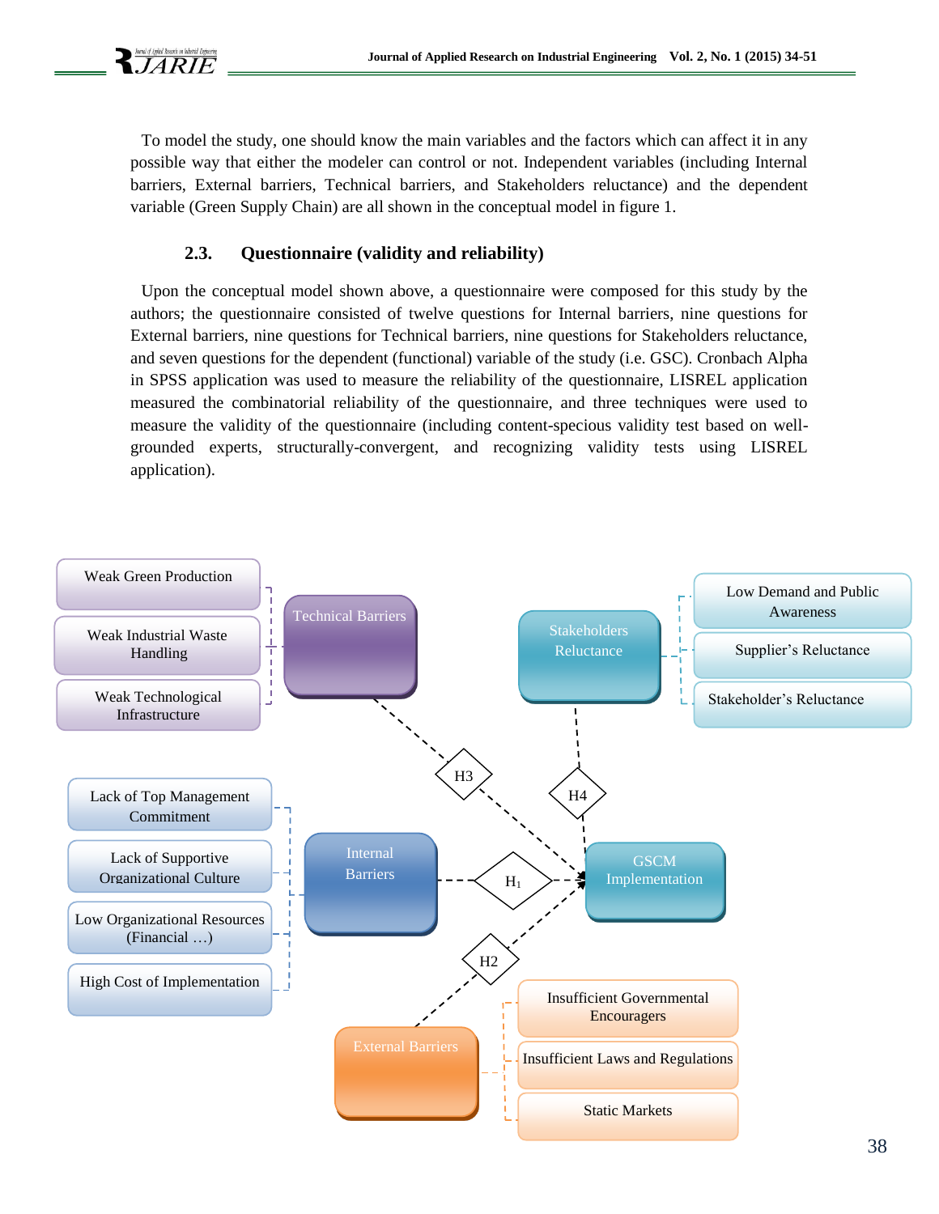To model the study, one should know the main variables and the factors which can affect it in any possible way that either the modeler can control or not. Independent variables (including Internal barriers, External barriers, Technical barriers, and Stakeholders reluctance) and the dependent variable (Green Supply Chain) are all shown in the conceptual model in figure 1.

### 2.3. Questionnaire (validity and reliability)

Upon the conceptual model shown above, a questionnaire were composed for this study by the authors; the questionnaire consisted of twelve questions for Internal barriers, nine questions for External barriers, nine questions for Technical barriers, nine questions for Stakeholders reluctance, and seven questions for the dependent (functional) variable of the study (i.e. GSC). Cronbach Alpha in SPSS application was used to measure the reliability of the questionnaire, LISREL application measured the combinatorial reliability of the questionnaire, and three techniques were used to measure the validity of the questionnaire (including content-specious validity test based on well-grounded experts, structurally-convergent, and recognizing validity tests using LISREL application).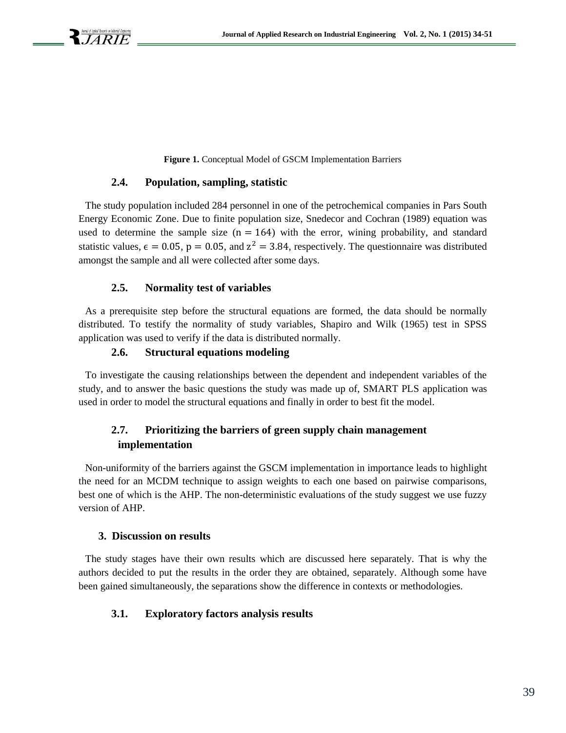**Figure 1.** Conceptual Model of GSCM Implementation Barriers

### 2.4. Population, sampling, statistic

The study population included 284 personnel in one of the petrochemical companies in Pars South Energy Economic Zone. Due to finite population size, Snedecor and Cochran (1989) equation was used to determine the sample size ($n = 164$) with the error, wining probability, and standard statistic values, $\epsilon = 0.05$, $p = 0.05$, and $z^2 = 3.84$, respectively. The questionnaire was distributed amongst the sample and all were collected after some days.

### 2.5. Normality test of variables

As a prerequisite step before the structural equations are formed, the data should be normally distributed. To testify the normality of study variables, Shapiro and Wilk (1965) test in SPSS application was used to verify if the data is distributed normally.

### 2.6. Structural equations modeling

To investigate the causing relationships between the dependent and independent variables of the study, and to answer the basic questions the study was made up of, SMART PLS application was used in order to model the structural equations and finally in order to best fit the model.

### 2.7. Prioritizing the barriers of green supply chain management implementation

Non-uniformity of the barriers against the GSCM implementation in importance leads to highlight the need for an MCDM technique to assign weights to each one based on pairwise comparisons, best one of which is the AHP. The non-deterministic evaluations of the study suggest we use fuzzy version of AHP.

## 3. Discussion on results

The study stages have their own results which are discussed here separately. That is why the authors decided to put the results in the order they are obtained, separately. Although some have been gained simultaneously, the separations show the difference in contexts or methodologies.

### 3.1. Exploratory factors analysis results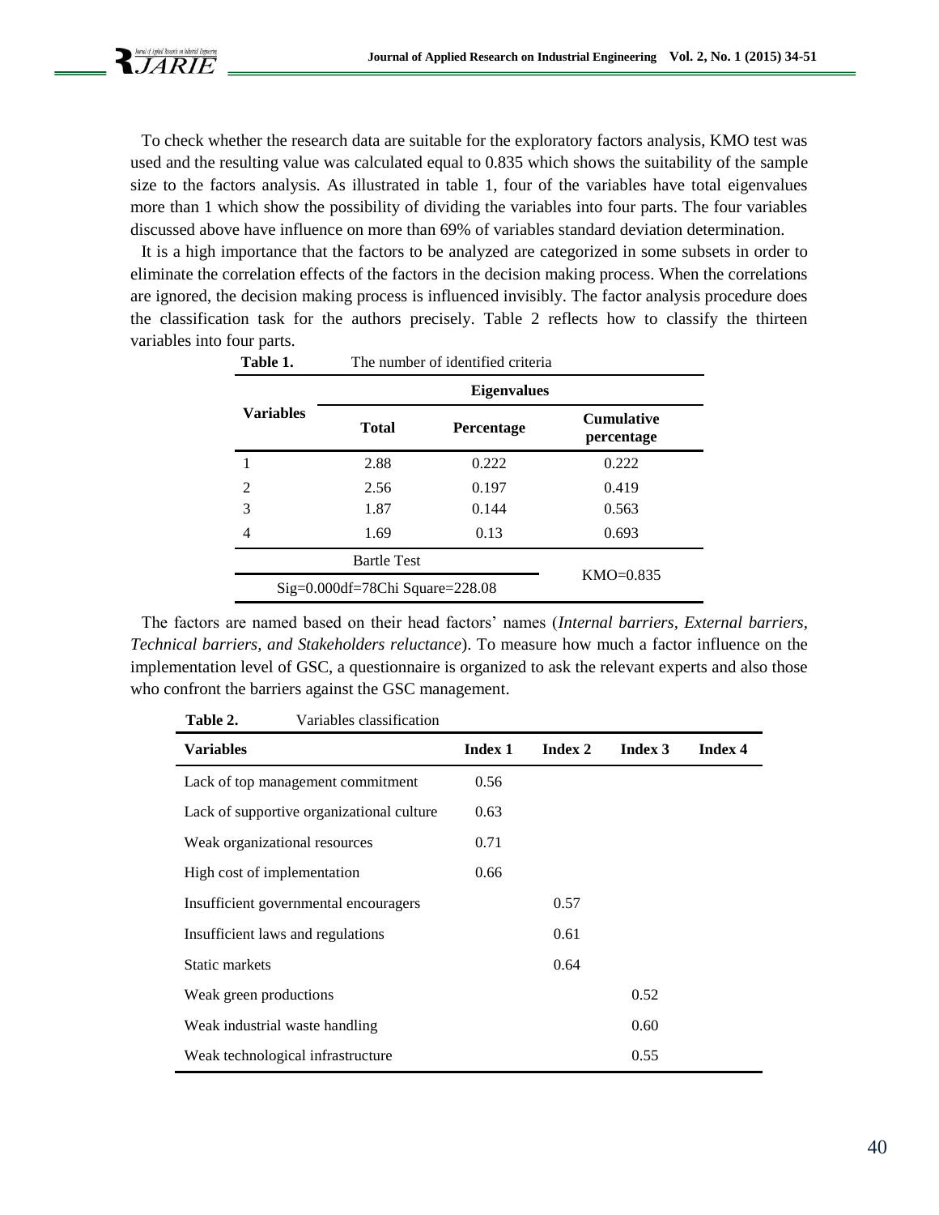To check whether the research data are suitable for the exploratory factors analysis, KMO test was used and the resulting value was calculated equal to 0.835 which shows the suitability of the sample size to the factors analysis. As illustrated in table 1, four of the variables have total eigenvalues more than 1 which show the possibility of dividing the variables into four parts. The four variables discussed above have influence on more than 69% of variables standard deviation determination.

It is a high importance that the factors to be analyzed are categorized in some subsets in order to eliminate the correlation effects of the factors in the decision making process. When the correlations are ignored, the decision making process is influenced invisibly. The factor analysis procedure does the classification task for the authors precisely. Table 2 reflects how to classify the thirteen variables into four parts.

**Table 1.** The number of identified criteria

| Variables | Eigenvalues | | |
|---|---|---|---|
| | **Total** | **Percentage** | **Cumulative percentage** |
| 1 | 2.88 | 0.222 | 0.222 |
| 2 | 2.56 | 0.197 | 0.419 |
| 3 | 1.87 | 0.144 | 0.563 |
| 4 | 1.69 | 0.13 | 0.693 |
| Bartle Test | | KMO=0.835 | |
| Sig=0.000df=78Chi Square=228.08 | | | |

The factors are named based on their head factors' names (*Internal barriers, External barriers, Technical barriers, and Stakeholders reluctance*). To measure how much a factor influence on the implementation level of GSC, a questionnaire is organized to ask the relevant experts and also those who confront the barriers against the GSC management.

**Table 2.** Variables classification

| Variables | Index 1 | Index 2 | Index 3 | Index 4 |
|---|---|---|---|---|
| Lack of top management commitment | 0.56 | | | |
| Lack of supportive organizational culture | 0.63 | | | |
| Weak organizational resources | 0.71 | | | |
| High cost of implementation | 0.66 | | | |
| Insufficient governmental encouragers | | 0.57 | | |
| Insufficient laws and regulations | | 0.61 | | |
| Static markets | | 0.64 | | |
| Weak green productions | | | 0.52 | |
| Weak industrial waste handling | | | 0.60 | |
| Weak technological infrastructure | | | 0.55 | |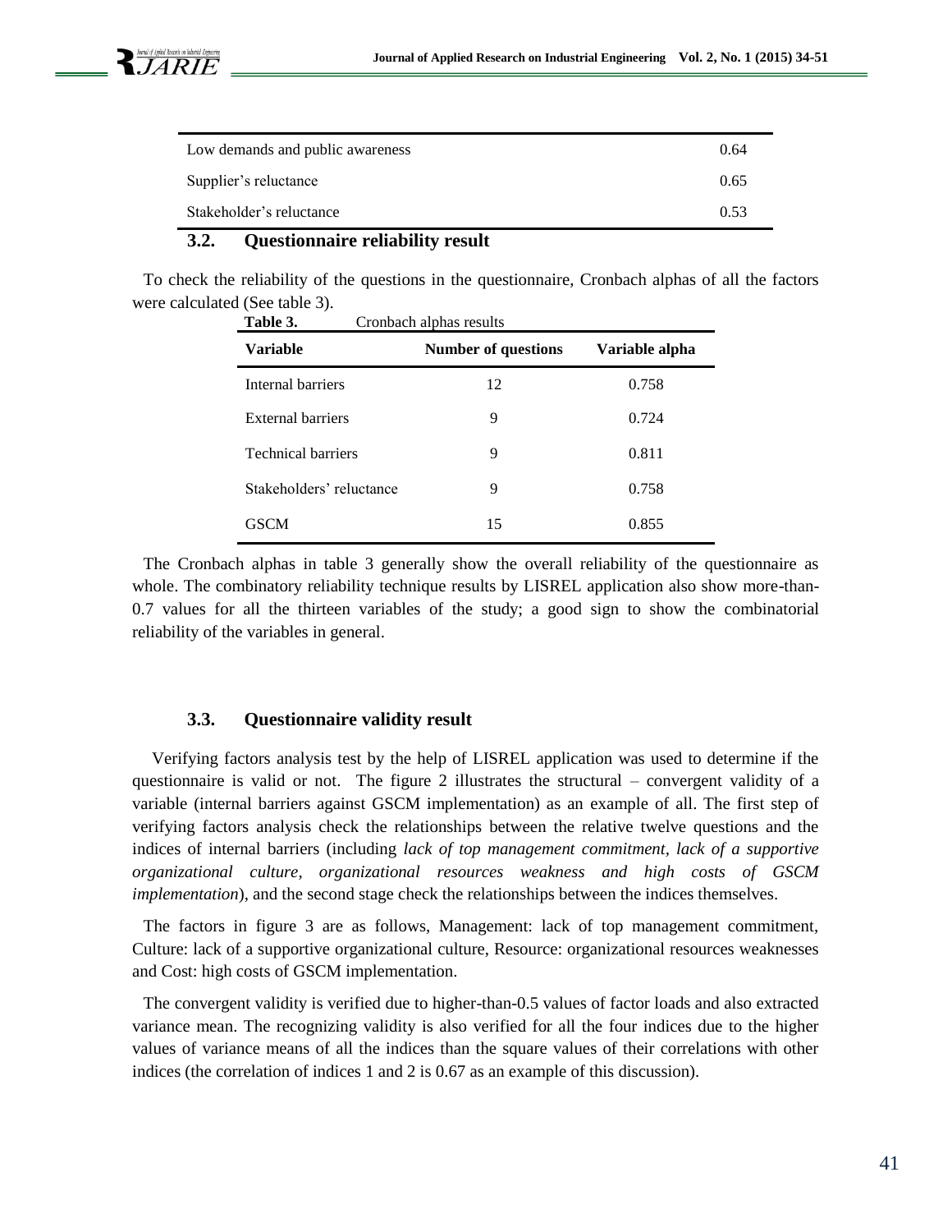| | |
|---|---|
| Low demands and public awareness | 0.64 |
| Supplier's reluctance | 0.65 |
| Stakeholder's reluctance | 0.53 |

### 3.2. Questionnaire reliability result

To check the reliability of the questions in the questionnaire, Cronbach alphas of all the factors were calculated (See table 3).

**Table 3.** Cronbach alphas results

| Variable | Number of questions | Variable alpha |
|---|---|---|
| Internal barriers | 12 | 0.758 |
| External barriers | 9 | 0.724 |
| Technical barriers | 9 | 0.811 |
| Stakeholders' reluctance | 9 | 0.758 |
| GSCM | 15 | 0.855 |

The Cronbach alphas in table 3 generally show the overall reliability of the questionnaire as whole. The combinatory reliability technique results by LISREL application also show more-than-0.7 values for all the thirteen variables of the study; a good sign to show the combinatorial reliability of the variables in general.

### 3.3. Questionnaire validity result

Verifying factors analysis test by the help of LISREL application was used to determine if the questionnaire is valid or not. The figure 2 illustrates the structural – convergent validity of a variable (internal barriers against GSCM implementation) as an example of all. The first step of verifying factors analysis check the relationships between the relative twelve questions and the indices of internal barriers (including *lack of top management commitment, lack of a supportive organizational culture, organizational resources weakness and high costs of GSCM implementation*), and the second stage check the relationships between the indices themselves.

The factors in figure 3 are as follows, Management: lack of top management commitment, Culture: lack of a supportive organizational culture, Resource: organizational resources weaknesses and Cost: high costs of GSCM implementation.

The convergent validity is verified due to higher-than-0.5 values of factor loads and also extracted variance mean. The recognizing validity is also verified for all the four indices due to the higher values of variance means of all the indices than the square values of their correlations with other indices (the correlation of indices 1 and 2 is 0.67 as an example of this discussion).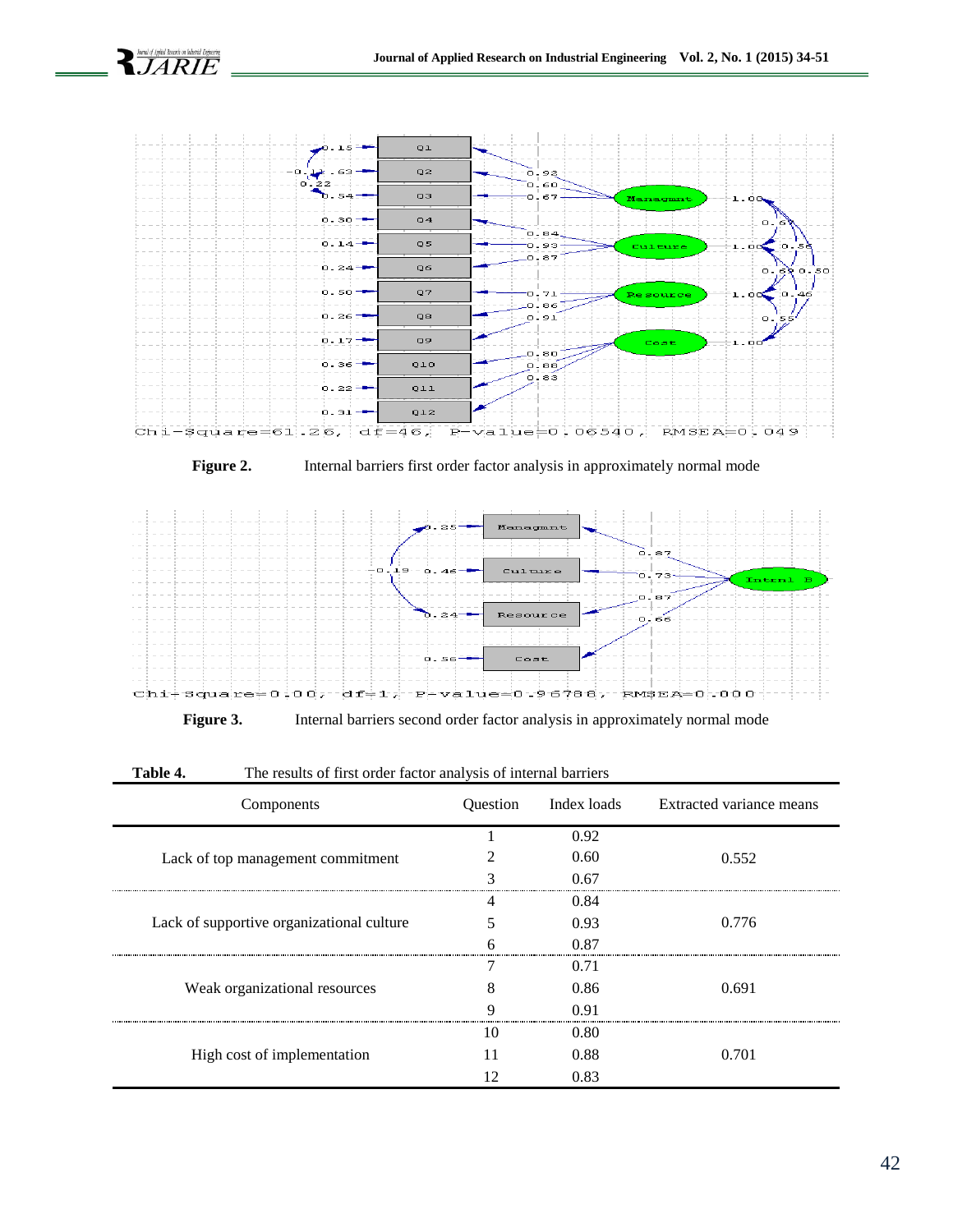**Figure 2.** Internal barriers first order factor analysis in approximately normal mode

**Figure 3.** Internal barriers second order factor analysis in approximately normal mode

**Table 4.** The results of first order factor analysis of internal barriers

| Components | Question | Index loads | Extracted variance means |
|---|---|---|---|
| Lack of top management commitment | 1 | 0.92 | 0.552 |
| | 2 | 0.60 | |
| | 3 | 0.67 | |
| Lack of supportive organizational culture | 4 | 0.84 | 0.776 |
| | 5 | 0.93 | |
| | 6 | 0.87 | |
| Weak organizational resources | 7 | 0.71 | 0.691 |
| | 8 | 0.86 | |
| | 9 | 0.91 | |
| High cost of implementation | 10 | 0.80 | 0.701 |
| | 11 | 0.88 | |
| | 12 | 0.83 | |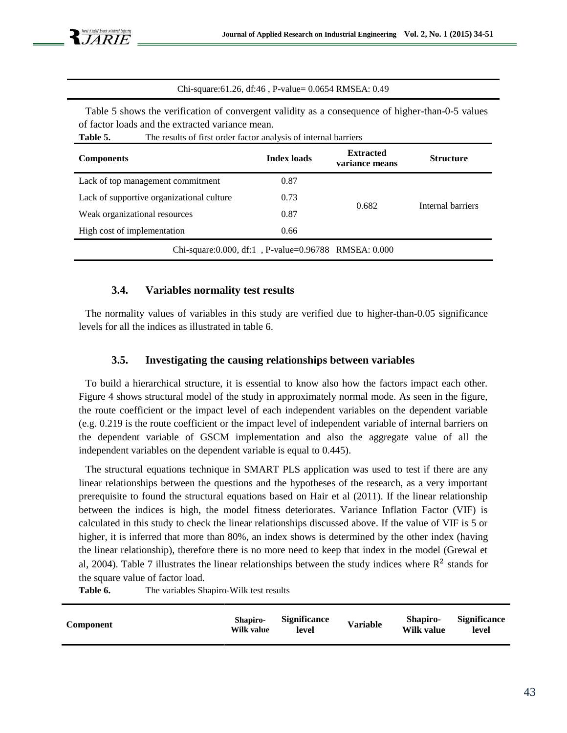| Chi-square:61.26, df:46 , P-value= 0.0654 RMSEA: 0.49 |
|---|

Table 5 shows the verification of convergent validity as a consequence of higher-than-0-5 values of factor loads and the extracted variance mean.

**Table 5.** The results of first order factor analysis of internal barriers

| Components | Index loads | Extracted variance means | Structure |
|---|---|---|---|
| Lack of top management commitment | 0.87 | 0.682 | Internal barriers |
| Lack of supportive organizational culture | 0.73 | | |
| Weak organizational resources | 0.87 | | |
| High cost of implementation | 0.66 | | |
| Chi-square:0.000, df:1 , P-value=0.96788 RMSEA: 0.000 | | | |

### 3.4. Variables normality test results

The normality values of variables in this study are verified due to higher-than-0.05 significance levels for all the indices as illustrated in table 6.

### 3.5. Investigating the causing relationships between variables

To build a hierarchical structure, it is essential to know also how the factors impact each other. Figure 4 shows structural model of the study in approximately normal mode. As seen in the figure, the route coefficient or the impact level of each independent variables on the dependent variable (e.g. 0.219 is the route coefficient or the impact level of independent variable of internal barriers on the dependent variable of GSCM implementation and also the aggregate value of all the independent variables on the dependent variable is equal to 0.445).

The structural equations technique in SMART PLS application was used to test if there are any linear relationships between the questions and the hypotheses of the research, as a very important prerequisite to found the structural equations based on Hair et al (2011). If the linear relationship between the indices is high, the model fitness deteriorates. Variance Inflation Factor (VIF) is calculated in this study to check the linear relationships discussed above. If the value of VIF is 5 or higher, it is inferred that more than 80%, an index shows is determined by the other index (having the linear relationship), therefore there is no more need to keep that index in the model (Grewal et al, 2004). Table 7 illustrates the linear relationships between the study indices where $R^2$ stands for the square value of factor load.

**Table 6.** The variables Shapiro-Wilk test results

| Component | Shapiro-Wilk value | Significance level | Variable | Shapiro-Wilk value | Significance level |
|---|---|---|---|---|---|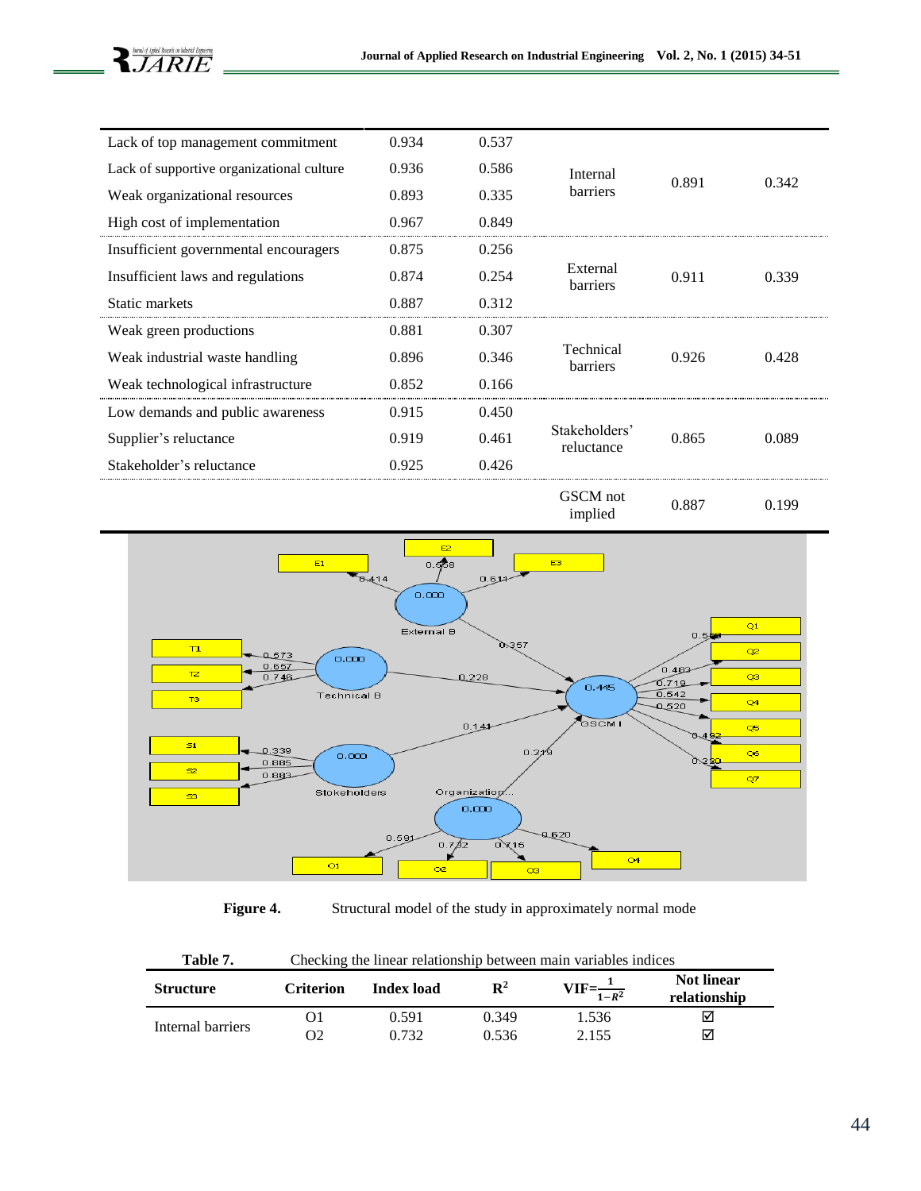| | | | | | |
|---|---|---|---|---|---|
| Lack of top management commitment | 0.934 | 0.537 | Internal barriers | 0.891 | 0.342 |
| Lack of supportive organizational culture | 0.936 | 0.586 | | | |
| Weak organizational resources | 0.893 | 0.335 | | | |
| High cost of implementation | 0.967 | 0.849 | | | |
| Insufficient governmental encouragers | 0.875 | 0.256 | External barriers | 0.911 | 0.339 |
| Insufficient laws and regulations | 0.874 | 0.254 | | | |
| Static markets | 0.887 | 0.312 | | | |
| Weak green productions | 0.881 | 0.307 | Technical barriers | 0.926 | 0.428 |
| Weak industrial waste handling | 0.896 | 0.346 | | | |
| Weak technological infrastructure | 0.852 | 0.166 | | | |
| Low demands and public awareness | 0.915 | 0.450 | Stakeholders' reluctance | 0.865 | 0.089 |
| Supplier's reluctance | 0.919 | 0.461 | | | |
| Stakeholder's reluctance | 0.925 | 0.426 | | | |
| | | | GSCM not implied | 0.887 | 0.199 |

**Figure 4.** Structural model of the study in approximately normal mode

**Table 7.** Checking the linear relationship between main variables indices

| Structure | Criterion | Index load | $R^2$ | $VIF=\frac{1}{1-R^2}$ | Not linear relationship |
|---|---|---|---|---|---|
| Internal barriers | O1 | 0.591 | 0.349 | 1.536 | ☑ |
| | O2 | 0.732 | 0.536 | 2.155 | ☑ |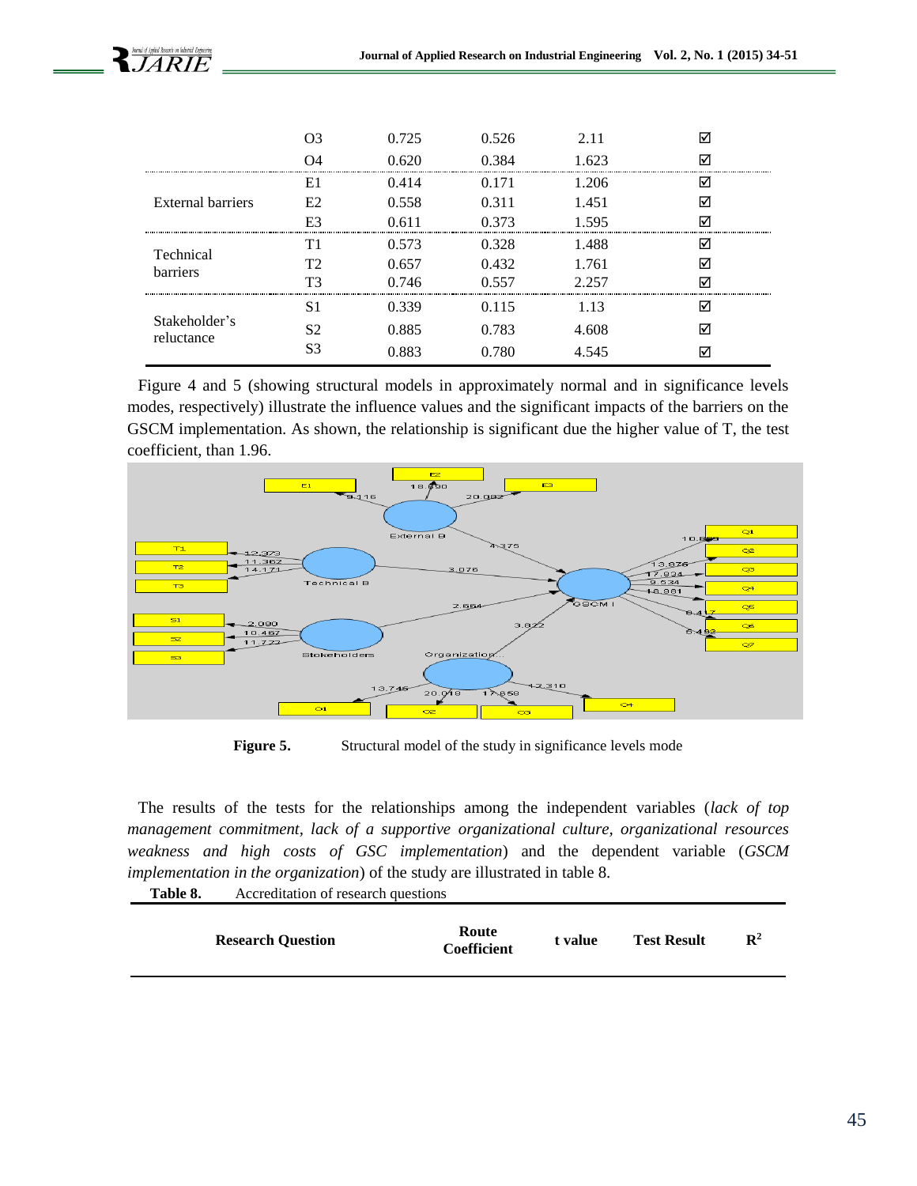|  | O3 | 0.725 | 0.526 | 2.11 | ☑ |
| --- | --- | --- | --- | --- | --- |
|  | O4 | 0.620 | 0.384 | 1.623 | ☑ |
| External barriers | E1 | 0.414 | 0.171 | 1.206 | ☑ |
|  | E2 | 0.558 | 0.311 | 1.451 | ☑ |
|  | E3 | 0.611 | 0.373 | 1.595 | ☑ |
| Technical barriers | T1 | 0.573 | 0.328 | 1.488 | ☑ |
|  | T2 | 0.657 | 0.432 | 1.761 | ☑ |
|  | T3 | 0.746 | 0.557 | 2.257 | ☑ |
| Stakeholder's reluctance | S1 | 0.339 | 0.115 | 1.13 | ☑ |
|  | S2 | 0.885 | 0.783 | 4.608 | ☑ |
|  | S3 | 0.883 | 0.780 | 4.545 | ☑ |

Figure 4 and 5 (showing structural models in approximately normal and in significance levels modes, respectively) illustrate the influence values and the significant impacts of the barriers on the GSCM implementation. As shown, the relationship is significant due the higher value of T, the test coefficient, than 1.96.

**Figure 5.** Structural model of the study in significance levels mode

The results of the tests for the relationships among the independent variables (*lack of top management commitment, lack of a supportive organizational culture, organizational resources weakness and high costs of GSC implementation*) and the dependent variable (*GSCM implementation in the organization*) of the study are illustrated in table 8.

**Table 8.** Accreditation of research questions

| Research Question | Route Coefficient | t value | Test Result | $R^2$ |
| --- | --- | --- | --- | --- |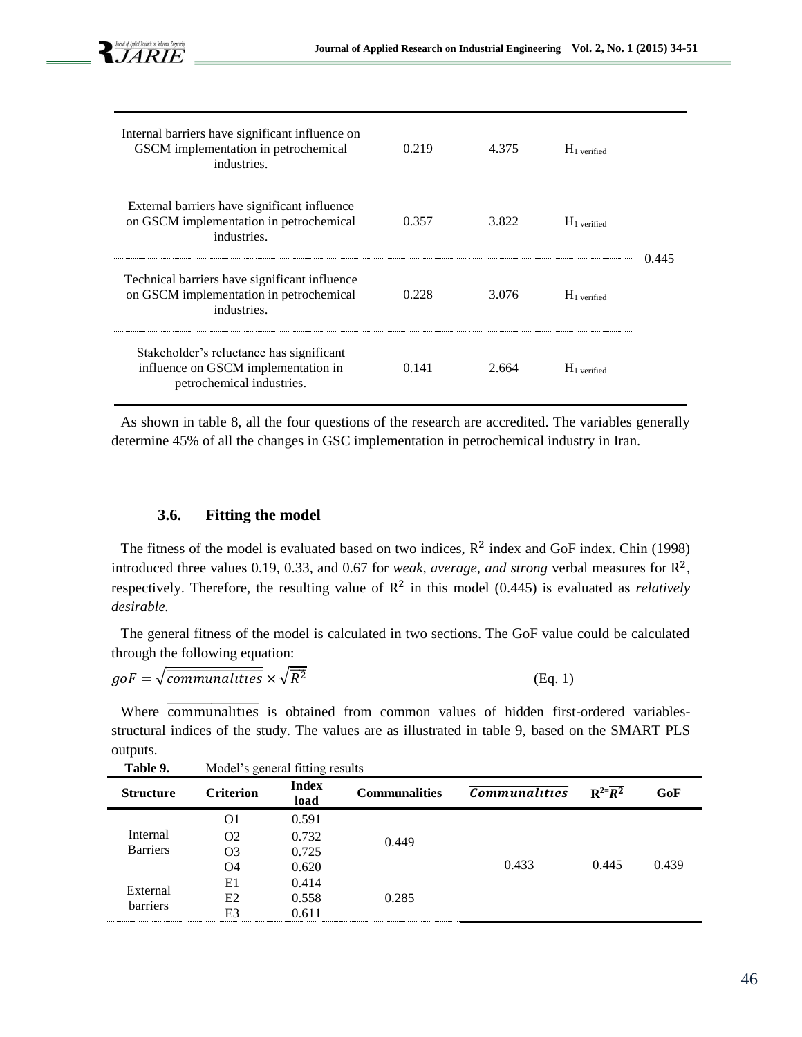| | | | | |
|---|---|---|---|---|
| Internal barriers have significant influence on GSCM implementation in petrochemical industries. | 0.219 | 4.375 | $H_{1\ verified}$ | 0.445 |
| External barriers have significant influence on GSCM implementation in petrochemical industries. | 0.357 | 3.822 | $H_{1\ verified}$ | |
| Technical barriers have significant influence on GSCM implementation in petrochemical industries. | 0.228 | 3.076 | $H_{1\ verified}$ | |
| Stakeholder's reluctance has significant influence on GSCM implementation in petrochemical industries. | 0.141 | 2.664 | $H_{1\ verified}$ | |

As shown in table 8, all the four questions of the research are accredited. The variables generally determine 45% of all the changes in GSC implementation in petrochemical industry in Iran.

### 3.6. Fitting the model

The fitness of the model is evaluated based on two indices, $R^2$ index and GoF index. Chin (1998) introduced three values 0.19, 0.33, and 0.67 for *weak, average, and strong* verbal measures for $R^2$, respectively. Therefore, the resulting value of $R^2$ in this model (0.445) is evaluated as *relatively desirable.*

The general fitness of the model is calculated in two sections. The GoF value could be calculated through the following equation:

$$goF = \sqrt{\overline{communalities}} \times \sqrt{\overline{R^2}} \quad \text{(Eq. 1)}$$

Where $\overline{\text{communalities}}$ is obtained from common values of hidden first-ordered variables-structural indices of the study. The values are as illustrated in table 9, based on the SMART PLS outputs.

**Table 9.** Model's general fitting results

| Structure | Criterion | Index load | Communalities | $\overline{Communalities}$ | $R^2=\overline{R^2}$ | GoF |
|---|---|---|---|---|---|---|
| Internal Barriers | O1 | 0.591 | 0.449 | 0.433 | 0.445 | 0.439 |
| | O2 | 0.732 | | | | |
| | O3 | 0.725 | | | | |
| | O4 | 0.620 | | | | |
| External barriers | E1 | 0.414 | 0.285 | | | |
| | E2 | 0.558 | | | | |
| | E3 | 0.611 | | | | |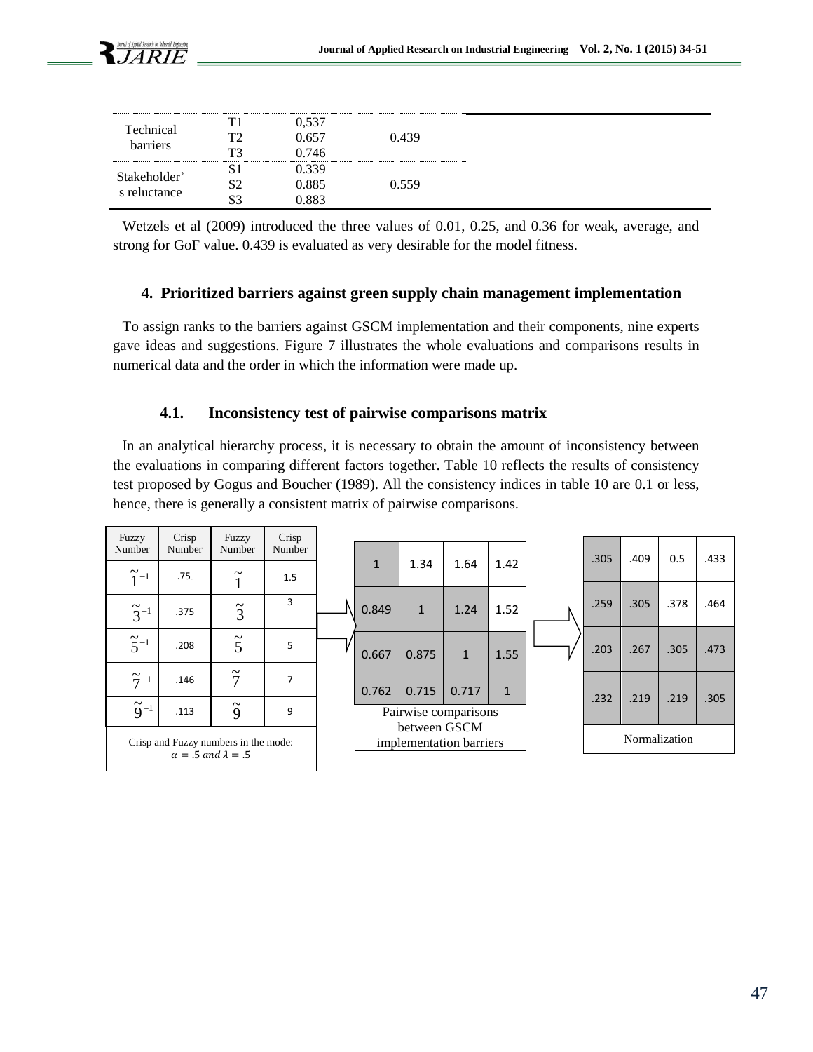|  |  |  |  |
|---|---|---|---|
| Technical barriers | T1 | 0,537 | 0.439 |
|  | T2 | 0.657 |  |
|  | T3 | 0.746 |  |
| Stakeholder's reluctance | S1 | 0.339 | 0.559 |
|  | S2 | 0.885 |  |
|  | S3 | 0.883 |  |

Wetzels et al (2009) introduced the three values of 0.01, 0.25, and 0.36 for weak, average, and strong for GoF value. 0.439 is evaluated as very desirable for the model fitness.

## 4. Prioritized barriers against green supply chain management implementation

To assign ranks to the barriers against GSCM implementation and their components, nine experts gave ideas and suggestions. Figure 7 illustrates the whole evaluations and comparisons results in numerical data and the order in which the information were made up.

### 4.1. Inconsistency test of pairwise comparisons matrix

In an analytical hierarchy process, it is necessary to obtain the amount of inconsistency between the evaluations in comparing different factors together. Table 10 reflects the results of consistency test proposed by Gogus and Boucher (1989). All the consistency indices in table 10 are 0.1 or less, hence, there is generally a consistent matrix of pairwise comparisons.

| Fuzzy Number | Crisp Number | Fuzzy Number | Crisp Number |
|---|---|---|---|
| $\tilde{1}^{-1}$ | .75 | $\tilde{1}$ | 1.5 |
| $\tilde{3}^{-1}$ | .375 | $\tilde{3}$ | 3 |
| $\tilde{5}^{-1}$ | .208 | $\tilde{5}$ | 5 |
| $\tilde{7}^{-1}$ | .146 | $\tilde{7}$ | 7 |
| $\tilde{9}^{-1}$ | .113 | $\tilde{9}$ | 9 |

Crisp and Fuzzy numbers in the mode: $\alpha = .5$ $and$ $\lambda = .5$

|  |  |  |  |
|---|---|---|---|
| 1 | 1.34 | 1.64 | 1.42 |
| 0.849 | 1 | 1.24 | 1.52 |
| 0.667 | 0.875 | 1 | 1.55 |
| 0.762 | 0.715 | 0.717 | 1 |

Pairwise comparisons between GSCM implementation barriers

|  |  |  |  |
|---|---|---|---|
| .305 | .409 | 0.5 | .433 |
| .259 | .305 | .378 | .464 |
| .203 | .267 | .305 | .473 |
| .232 | .219 | .219 | .305 |

Normalization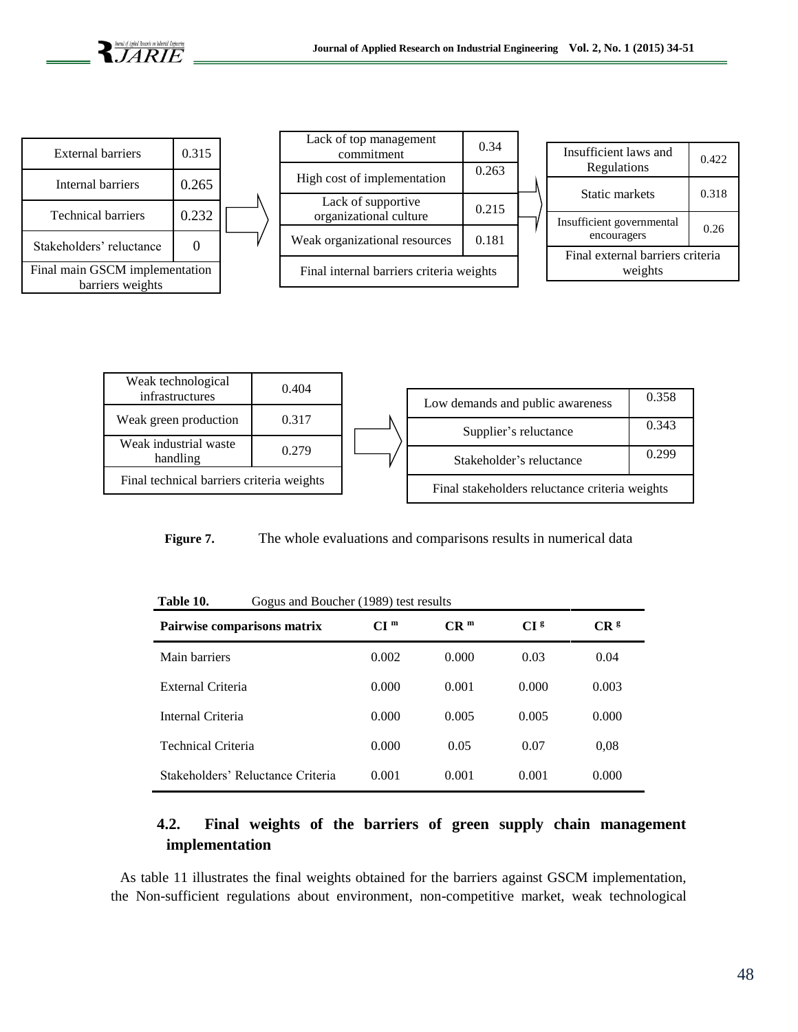| External barriers | 0.315 |
| --- | --- |
| Internal barriers | 0.265 |
| Technical barriers | 0.232 |
| Stakeholders' reluctance | 0 |
| Final main GSCM implementation barriers weights | |

| Lack of top management commitment | 0.34 |
| --- | --- |
| High cost of implementation | 0.263 |
| Lack of supportive organizational culture | 0.215 |
| Weak organizational resources | 0.181 |
| Final internal barriers criteria weights | |

| Insufficient laws and Regulations | 0.422 |
| --- | --- |
| Static markets | 0.318 |
| Insufficient governmental encouragers | 0.26 |
| Final external barriers criteria weights | |

| Weak technological infrastructures | 0.404 |
| --- | --- |
| Weak green production | 0.317 |
| Weak industrial waste handling | 0.279 |
| Final technical barriers criteria weights | |

| Low demands and public awareness | 0.358 |
| --- | --- |
| Supplier's reluctance | 0.343 |
| Stakeholder's reluctance | 0.299 |
| Final stakeholders reluctance criteria weights | |

**Figure 7.** The whole evaluations and comparisons results in numerical data

**Table 10.** Gogus and Boucher (1989) test results

| Pairwise comparisons matrix | $CI^m$ | $CR^m$ | $CI^g$ | $CR^g$ |
| --- | --- | --- | --- | --- |
| Main barriers | 0.002 | 0.000 | 0.03 | 0.04 |
| External Criteria | 0.000 | 0.001 | 0.000 | 0.003 |
| Internal Criteria | 0.000 | 0.005 | 0.005 | 0.000 |
| Technical Criteria | 0.000 | 0.05 | 0.07 | 0,08 |
| Stakeholders' Reluctance Criteria | 0.001 | 0.001 | 0.001 | 0.000 |

### 4.2. Final weights of the barriers of green supply chain management implementation

As table 11 illustrates the final weights obtained for the barriers against GSCM implementation, the Non-sufficient regulations about environment, non-competitive market, weak technological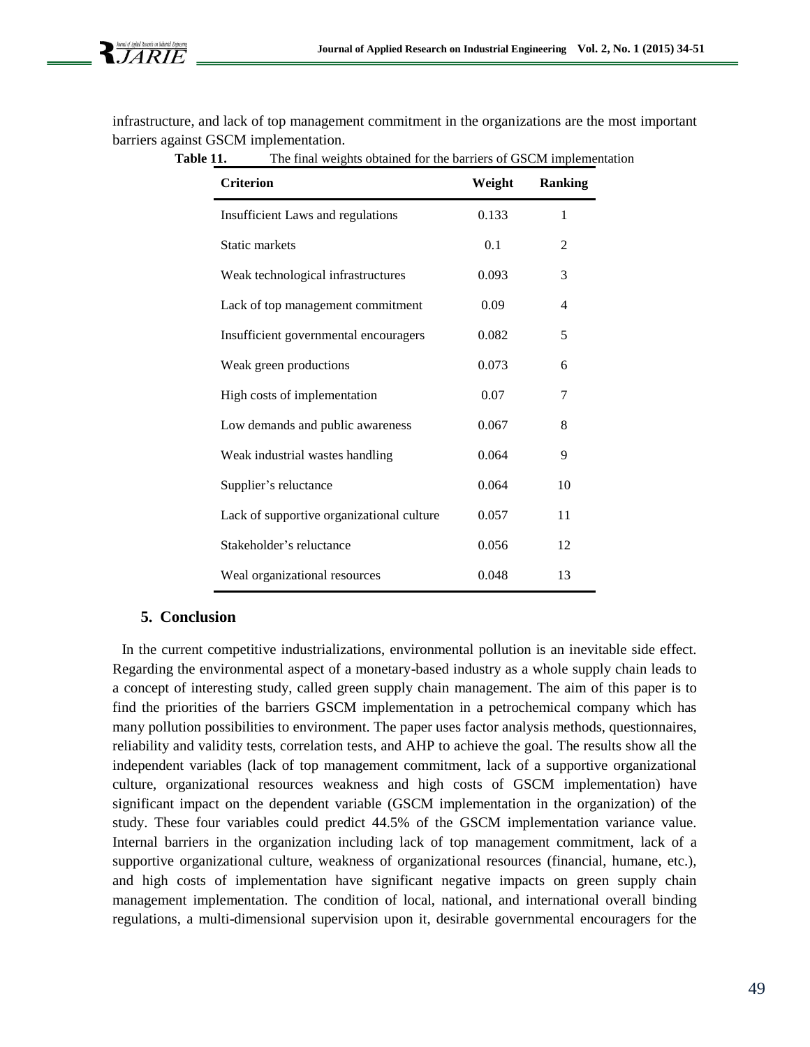infrastructure, and lack of top management commitment in the organizations are the most important barriers against GSCM implementation.

**Table 11.** The final weights obtained for the barriers of GSCM implementation

| Criterion | Weight | Ranking |
|---|---|---|
| Insufficient Laws and regulations | 0.133 | 1 |
| Static markets | 0.1 | 2 |
| Weak technological infrastructures | 0.093 | 3 |
| Lack of top management commitment | 0.09 | 4 |
| Insufficient governmental encouragers | 0.082 | 5 |
| Weak green productions | 0.073 | 6 |
| High costs of implementation | 0.07 | 7 |
| Low demands and public awareness | 0.067 | 8 |
| Weak industrial wastes handling | 0.064 | 9 |
| Supplier's reluctance | 0.064 | 10 |
| Lack of supportive organizational culture | 0.057 | 11 |
| Stakeholder's reluctance | 0.056 | 12 |
| Weal organizational resources | 0.048 | 13 |

## 5. Conclusion

In the current competitive industrializations, environmental pollution is an inevitable side effect. Regarding the environmental aspect of a monetary-based industry as a whole supply chain leads to a concept of interesting study, called green supply chain management. The aim of this paper is to find the priorities of the barriers GSCM implementation in a petrochemical company which has many pollution possibilities to environment. The paper uses factor analysis methods, questionnaires, reliability and validity tests, correlation tests, and AHP to achieve the goal. The results show all the independent variables (lack of top management commitment, lack of a supportive organizational culture, organizational resources weakness and high costs of GSCM implementation) have significant impact on the dependent variable (GSCM implementation in the organization) of the study. These four variables could predict 44.5% of the GSCM implementation variance value. Internal barriers in the organization including lack of top management commitment, lack of a supportive organizational culture, weakness of organizational resources (financial, humane, etc.), and high costs of implementation have significant negative impacts on green supply chain management implementation. The condition of local, national, and international overall binding regulations, a multi-dimensional supervision upon it, desirable governmental encouragers for the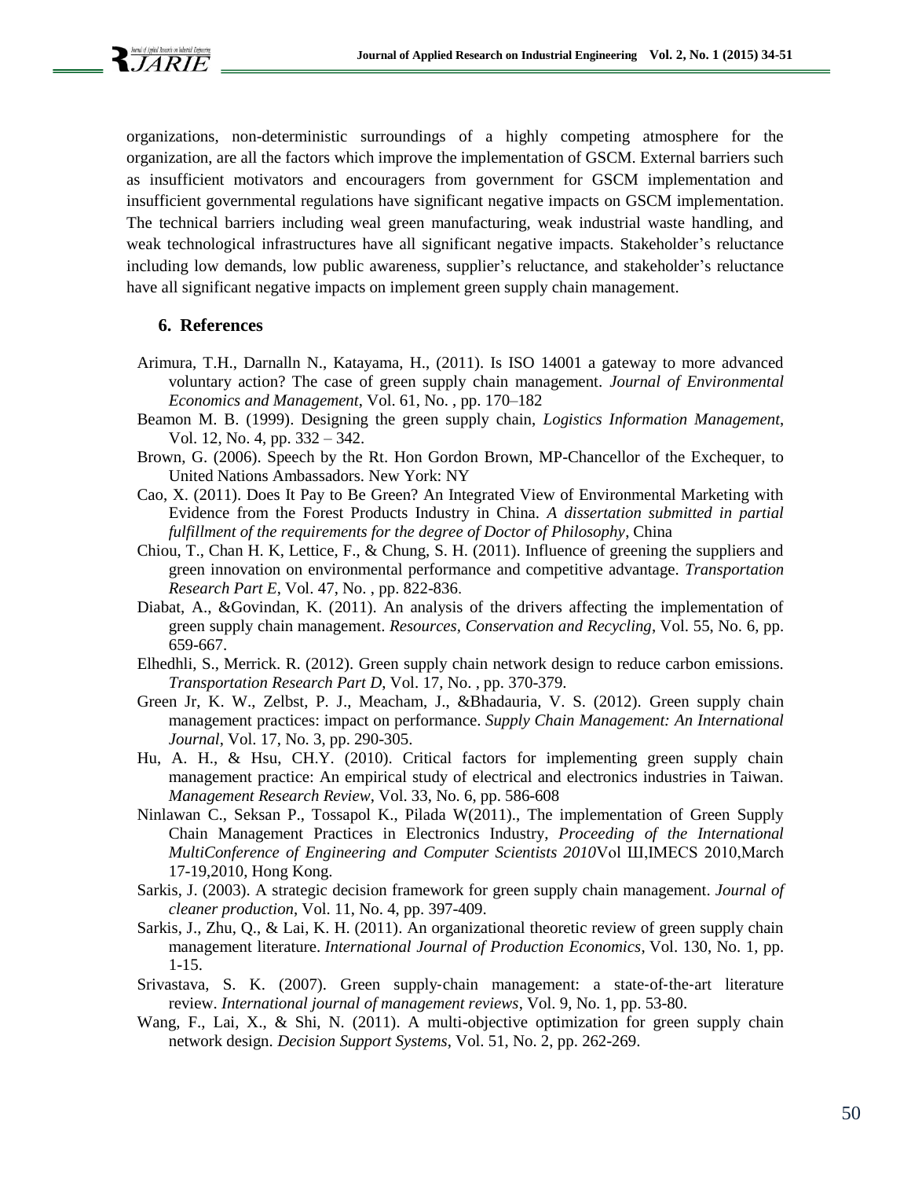organizations, non-deterministic surroundings of a highly competing atmosphere for the organization, are all the factors which improve the implementation of GSCM. External barriers such as insufficient motivators and encouragers from government for GSCM implementation and insufficient governmental regulations have significant negative impacts on GSCM implementation. The technical barriers including weal green manufacturing, weak industrial waste handling, and weak technological infrastructures have all significant negative impacts. Stakeholder's reluctance including low demands, low public awareness, supplier's reluctance, and stakeholder's reluctance have all significant negative impacts on implement green supply chain management.

## 6. References

Arimura, T.H., Darnalln N., Katayama, H., (2011). Is ISO 14001 a gateway to more advanced voluntary action? The case of green supply chain management. *Journal of Environmental Economics and Management*, Vol. 61, No. , pp. 170–182

Beamon M. B. (1999). Designing the green supply chain, *Logistics Information Management*, Vol. 12, No. 4, pp. 332 – 342.

Brown, G. (2006). Speech by the Rt. Hon Gordon Brown, MP-Chancellor of the Exchequer, to United Nations Ambassadors. New York: NY

Cao, X. (2011). Does It Pay to Be Green? An Integrated View of Environmental Marketing with Evidence from the Forest Products Industry in China. *A dissertation submitted in partial fulfillment of the requirements for the degree of Doctor of Philosophy*, China

Chiou, T., Chan H. K, Lettice, F., & Chung, S. H. (2011). Influence of greening the suppliers and green innovation on environmental performance and competitive advantage. *Transportation Research Part E*, Vol. 47, No. , pp. 822-836.

Diabat, A., &Govindan, K. (2011). An analysis of the drivers affecting the implementation of green supply chain management. *Resources, Conservation and Recycling*, Vol. 55, No. 6, pp. 659-667.

Elhedhli, S., Merrick. R. (2012). Green supply chain network design to reduce carbon emissions. *Transportation Research Part D*, Vol. 17, No. , pp. 370-379.

Green Jr, K. W., Zelbst, P. J., Meacham, J., &Bhadauria, V. S. (2012). Green supply chain management practices: impact on performance. *Supply Chain Management: An International Journal*, Vol. 17, No. 3, pp. 290-305.

Hu, A. H., & Hsu, CH.Y. (2010). Critical factors for implementing green supply chain management practice: An empirical study of electrical and electronics industries in Taiwan. *Management Research Review*, Vol. 33, No. 6, pp. 586-608

Ninlawan C., Seksan P., Tossapol K., Pilada W(2011)., The implementation of Green Supply Chain Management Practices in Electronics Industry, *Proceeding of the International MultiConference of Engineering and Computer Scientists 2010*Vol Ш,IMECS 2010,March 17-19,2010, Hong Kong.

Sarkis, J. (2003). A strategic decision framework for green supply chain management. *Journal of cleaner production*, Vol. 11, No. 4, pp. 397-409.

Sarkis, J., Zhu, Q., & Lai, K. H. (2011). An organizational theoretic review of green supply chain management literature. *International Journal of Production Economics*, Vol. 130, No. 1, pp. 1-15.

Srivastava, S. K. (2007). Green supply‐chain management: a state‐of‐the‐art literature review. *International journal of management reviews*, Vol. 9, No. 1, pp. 53-80.

Wang, F., Lai, X., & Shi, N. (2011). A multi-objective optimization for green supply chain network design. *Decision Support Systems*, Vol. 51, No. 2, pp. 262-269.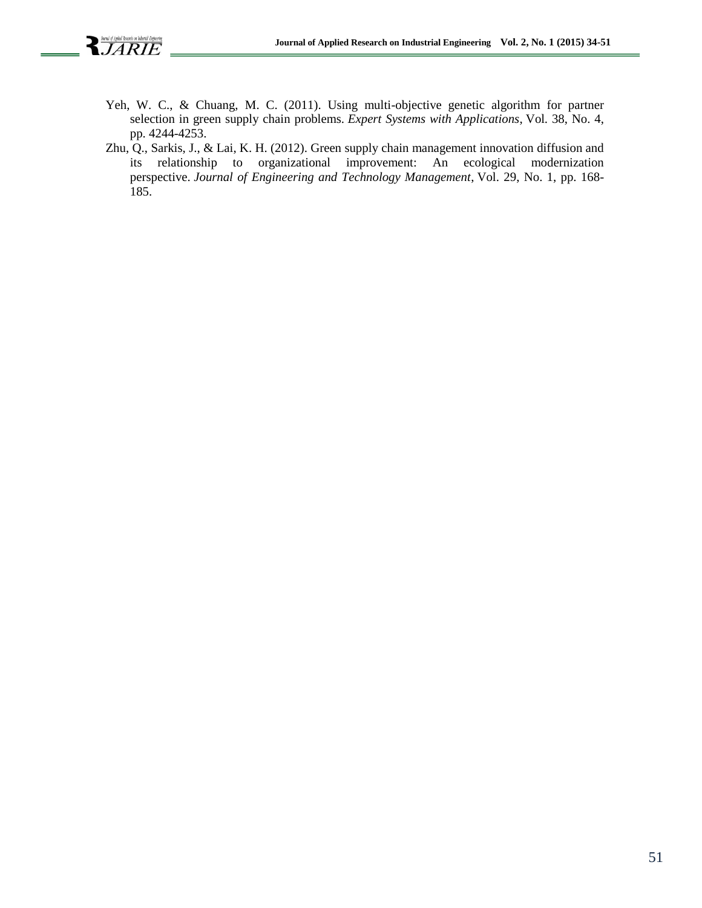Yeh, W. C., & Chuang, M. C. (2011). Using multi-objective genetic algorithm for partner selection in green supply chain problems. *Expert Systems with Applications*, Vol. 38, No. 4, pp. 4244-4253.

Zhu, Q., Sarkis, J., & Lai, K. H. (2012). Green supply chain management innovation diffusion and its relationship to organizational improvement: An ecological modernization perspective. *Journal of Engineering and Technology Management*, Vol. 29, No. 1, pp. 168-185.